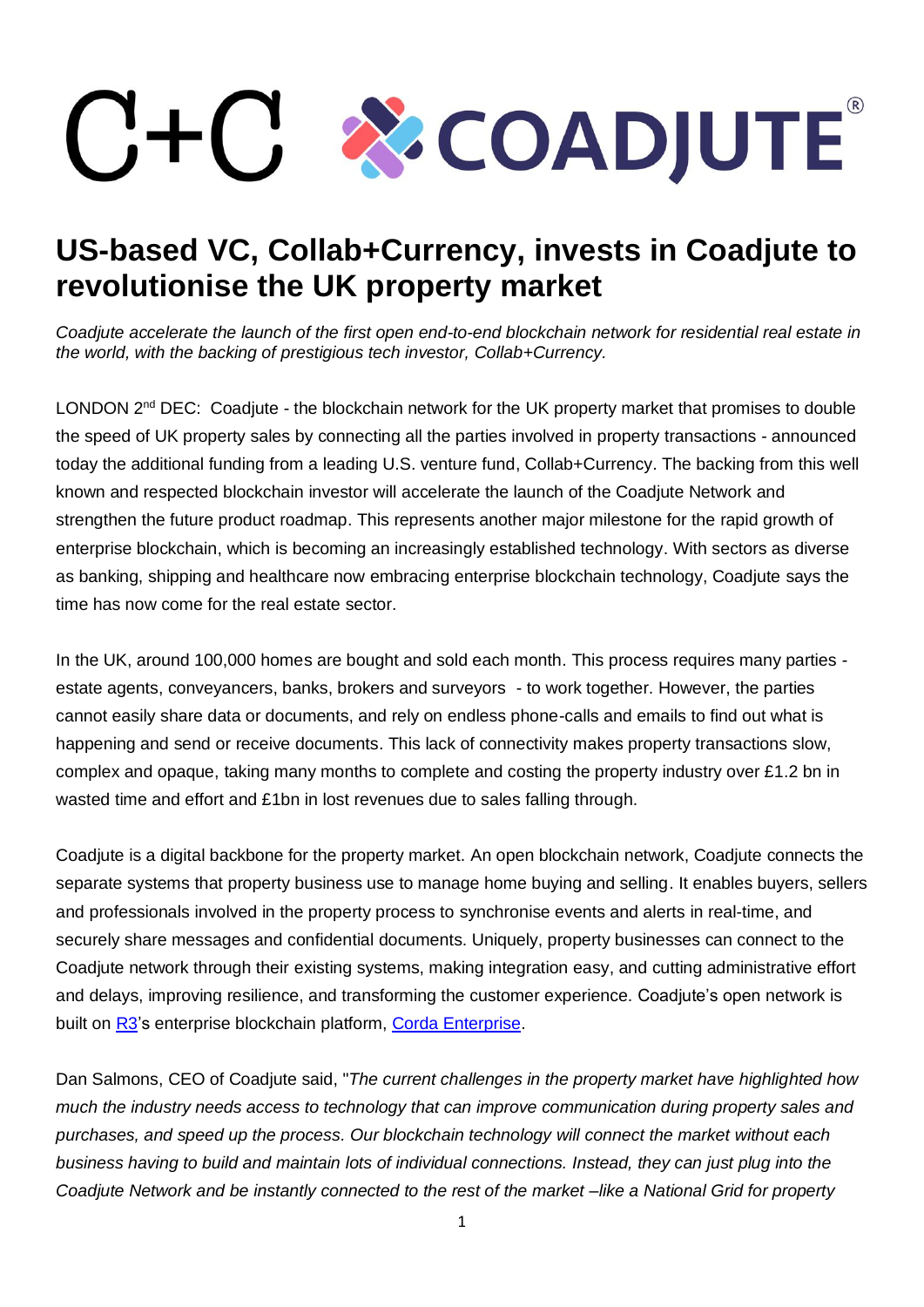# US-based VC, Collab+Currency, invests in Coadjute to revolutionise the UK property market

*Coadjute accelerate the launch of the first open end-to-end blockchain network for residential real estate in the world, with the backing of prestigious tech investor, Collab+Currency.*

LONDON 2nd DEC: Coadjute - the blockchain network for the UK property market that promises to double the speed of UK property sales by connecting all the parties involved in property transactions - announced today the additional funding from a leading U.S. venture fund, Collab+Currency. The backing from this well known and respected blockchain investor will accelerate the launch of the Coadjute Network and strengthen the future product roadmap. This represents another major milestone for the rapid growth of enterprise blockchain, which is becoming an increasingly established technology. With sectors as diverse as banking, shipping and healthcare now embracing enterprise blockchain technology, Coadjute says the time has now come for the real estate sector.

In the UK, around 100,000 homes are bought and sold each month. This process requires many parties - estate agents, conveyancers, banks, brokers and surveyors - to work together. However, the parties cannot easily share data or documents, and rely on endless phone-calls and emails to find out what is happening and send or receive documents. This lack of connectivity makes property transactions slow, complex and opaque, taking many months to complete and costing the property industry over £1.2 bn in wasted time and effort and £1bn in lost revenues due to sales falling through.

Coadjute is a digital backbone for the property market. An open blockchain network, Coadjute connects the separate systems that property business use to manage home buying and selling. It enables buyers, sellers and professionals involved in the property process to synchronise events and alerts in real-time, and securely share messages and confidential documents. Uniquely, property businesses can connect to the Coadjute network through their existing systems, making integration easy, and cutting administrative effort and delays, improving resilience, and transforming the customer experience. Coadjute's open network is built on R3's enterprise blockchain platform, Corda Enterprise.

Dan Salmons, CEO of Coadjute said, "*The current challenges in the property market have highlighted how much the industry needs access to technology that can improve communication during property sales and purchases, and speed up the process. Our blockchain technology will connect the market without each business having to build and maintain lots of individual connections. Instead, they can just plug into the Coadjute Network and be instantly connected to the rest of the market –like a National Grid for property*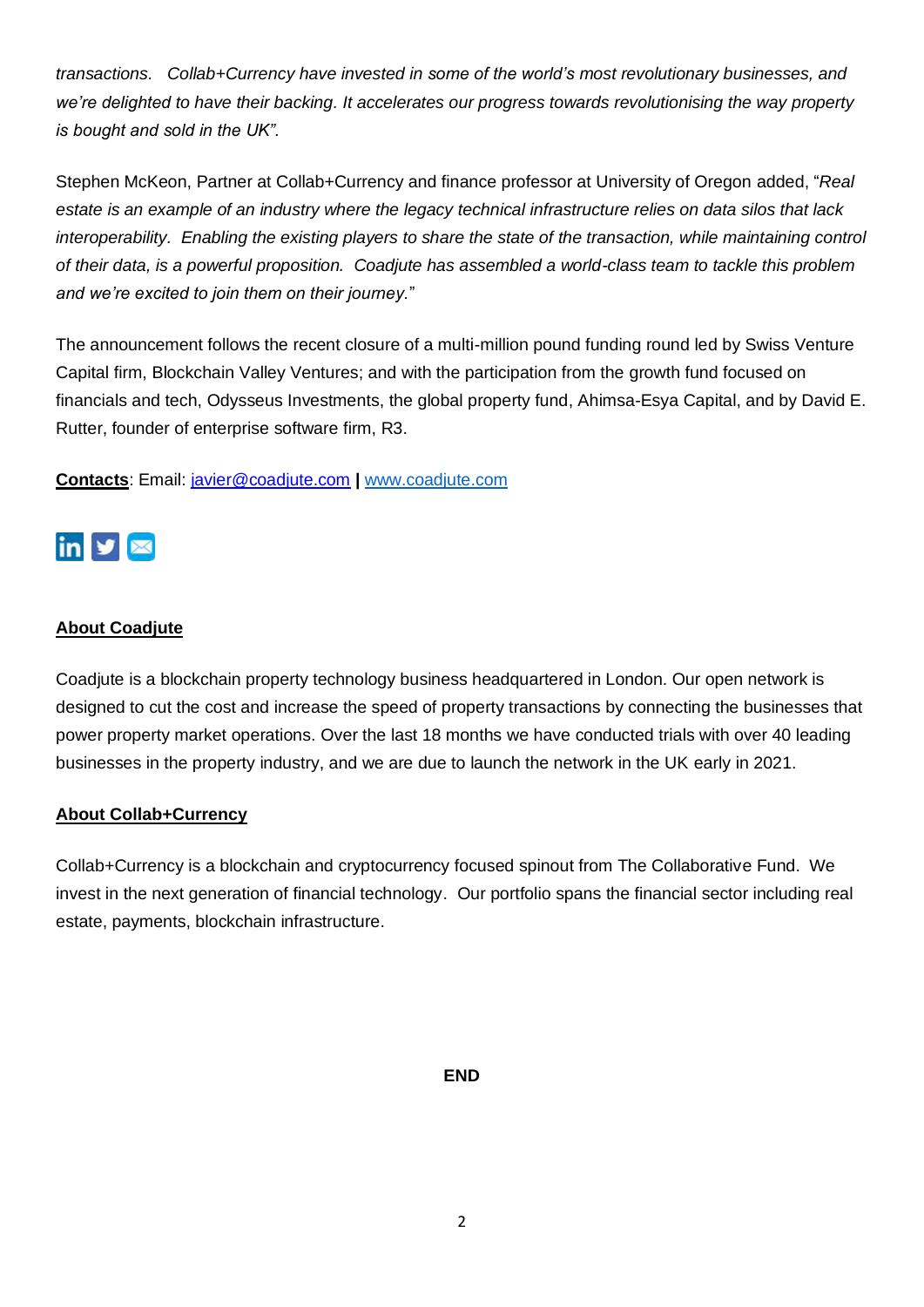*transactions. Collab+Currency have invested in some of the world's most revolutionary businesses, and we're delighted to have their backing. It accelerates our progress towards revolutionising the way property is bought and sold in the UK".*

Stephen McKeon, Partner at Collab+Currency and finance professor at University of Oregon added, "*Real estate is an example of an industry where the legacy technical infrastructure relies on data silos that lack interoperability. Enabling the existing players to share the state of the transaction, while maintaining control of their data, is a powerful proposition. Coadjute has assembled a world-class team to tackle this problem and we're excited to join them on their journey.*"

The announcement follows the recent closure of a multi-million pound funding round led by Swiss Venture Capital firm, Blockchain Valley Ventures; and with the participation from the growth fund focused on financials and tech, Odysseus Investments, the global property fund, Ahimsa-Esya Capital, and by David E. Rutter, founder of enterprise software firm, R3.

**Contacts**: Email: javier@coadjute.com **|** www.coadjute.com

## About Coadjute

Coadjute is a blockchain property technology business headquartered in London. Our open network is designed to cut the cost and increase the speed of property transactions by connecting the businesses that power property market operations. Over the last 18 months we have conducted trials with over 40 leading businesses in the property industry, and we are due to launch the network in the UK early in 2021.

## About Collab+Currency

Collab+Currency is a blockchain and cryptocurrency focused spinout from The Collaborative Fund. We invest in the next generation of financial technology. Our portfolio spans the financial sector including real estate, payments, blockchain infrastructure.

**END**